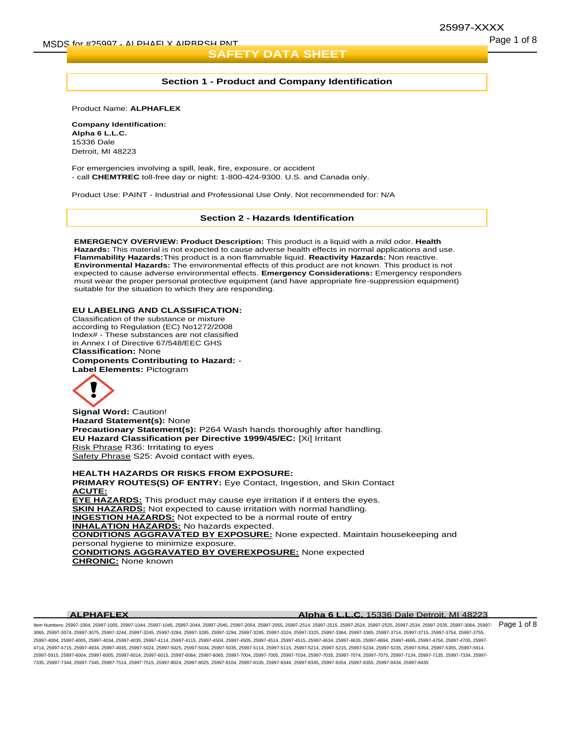# SAFETY DATA SHEET

## Section 1 - Product and Company Identification

Product Name: **ALPHAFLEX**

**Company Identification:**
**Alpha 6 L.L.C.**
15336 Dale
Detroit, MI 48223

For emergencies involving a spill, leak, fire, exposure, or accident
- call **CHEMTREC** toll-free day or night: 1-800-424-9300. U.S. and Canada only.

Product Use: PAINT - Industrial and Professional Use Only. Not recommended for: N/A

## Section 2 - Hazards Identification

**EMERGENCY OVERVIEW: Product Description:** This product is a liquid with a mild odor. **Health Hazards:** This material is not expected to cause adverse health effects in normal applications and use. **Flammability Hazards:**This product is a non flammable liquid. **Reactivity Hazards:** Non reactive. **Environmental Hazards:** The environmental effects of this product are not known. This product is not expected to cause adverse environmental effects. **Emergency Considerations:** Emergency responders must wear the proper personal protective equipment (and have appropriate fire-suppression equipment) suitable for the situation to which they are responding.

**EU LABELING AND CLASSIFICATION:**
Classification of the substance or mixture according to Regulation (EC) No1272/2008
Index# - These substances are not classified in Annex I of Directive 67/548/EEC GHS
**Classification:** None
**Components Contributing to Hazard:** -
**Label Elements:** Pictogram

**Signal Word:** Caution!
**Hazard Statement(s):** None
**Precautionary Statement(s):** P264 Wash hands thoroughly after handling.
**EU Hazard Classification per Directive 1999/45/EC:** [Xi] Irritant
Risk Phrase R36: Irritating to eyes
Safety Phrase S25: Avoid contact with eyes.

**HEALTH HAZARDS OR RISKS FROM EXPOSURE:**
**PRIMARY ROUTES(S) OF ENTRY:** Eye Contact, Ingestion, and Skin Contact
**ACUTE:**
**EYE HAZARDS:** This product may cause eye irritation if it enters the eyes.
**SKIN HAZARDS:** Not expected to cause irritation with normal handling.
**INGESTION HAZARDS:** Not expected to be a normal route of entry
**INHALATION HAZARDS:** No hazards expected.
**CONDITIONS AGGRAVATED BY EXPOSURE:** None expected. Maintain housekeeping and personal hygiene to minimize exposure.
**CONDITIONS AGGRAVATED BY OVEREXPOSURE:** None expected
**CHRONIC:** None known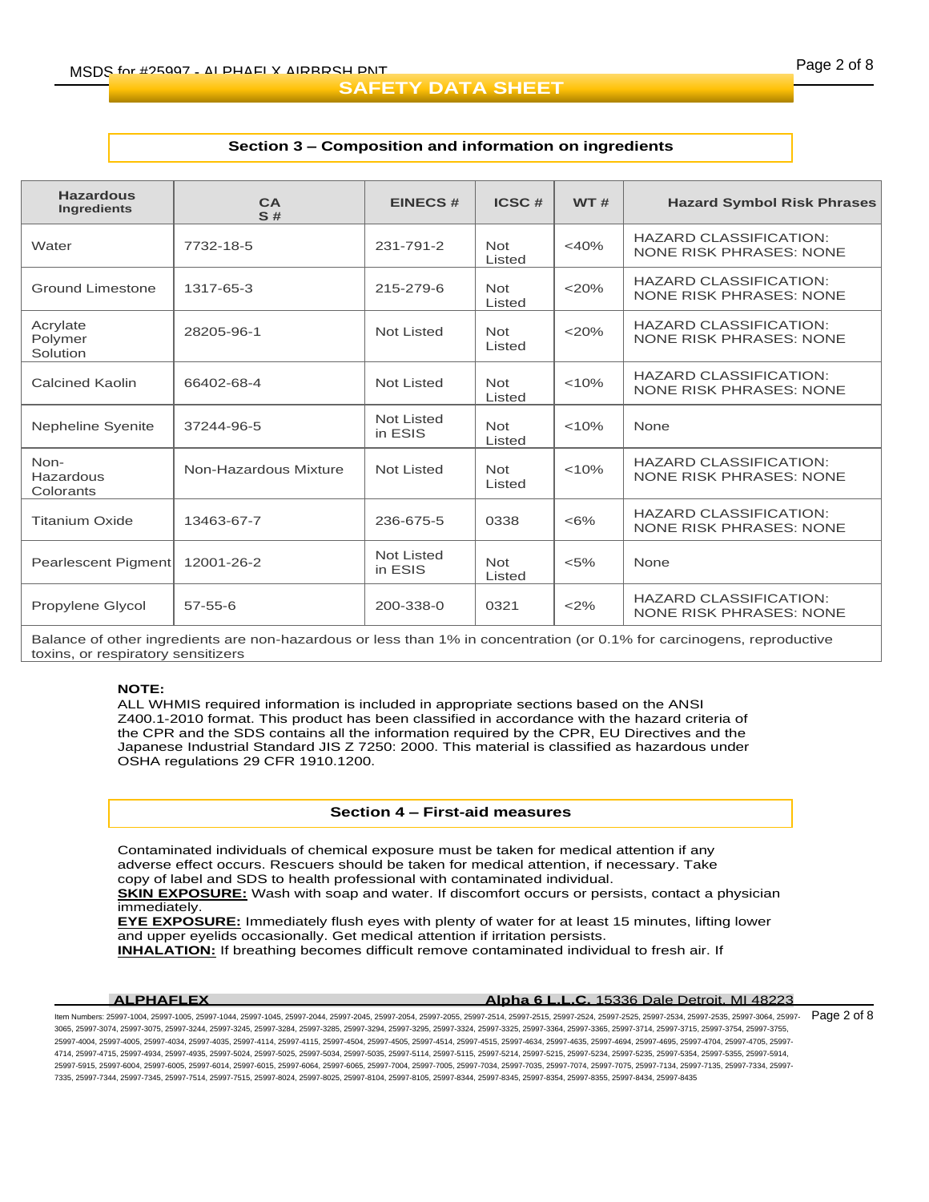## Section 3 – Composition and information on ingredients

| Hazardous Ingredients | CAS # | EINECS # | ICSC # | WT # | Hazard Symbol Risk Phrases |
|---|---|---|---|---|---|
| Water | 7732-18-5 | 231-791-2 | Not Listed | <40% | HAZARD CLASSIFICATION: NONE RISK PHRASES: NONE |
| Ground Limestone | 1317-65-3 | 215-279-6 | Not Listed | <20% | HAZARD CLASSIFICATION: NONE RISK PHRASES: NONE |
| Acrylate Polymer Solution | 28205-96-1 | Not Listed | Not Listed | <20% | HAZARD CLASSIFICATION: NONE RISK PHRASES: NONE |
| Calcined Kaolin | 66402-68-4 | Not Listed | Not Listed | <10% | HAZARD CLASSIFICATION: NONE RISK PHRASES: NONE |
| Nepheline Syenite | 37244-96-5 | Not Listed in ESIS | Not Listed | <10% | None |
| Non-Hazardous Colorants | Non-Hazardous Mixture | Not Listed | Not Listed | <10% | HAZARD CLASSIFICATION: NONE RISK PHRASES: NONE |
| Titanium Oxide | 13463-67-7 | 236-675-5 | 0338 | <6% | HAZARD CLASSIFICATION: NONE RISK PHRASES: NONE |
| Pearlescent Pigment | 12001-26-2 | Not Listed in ESIS | Not Listed | <5% | None |
| Propylene Glycol | 57-55-6 | 200-338-0 | 0321 | <2% | HAZARD CLASSIFICATION: NONE RISK PHRASES: NONE |
| Balance of other ingredients are non-hazardous or less than 1% in concentration (or 0.1% for carcinogens, reproductive toxins, or respiratory sensitizers | | | | | |

**NOTE:**
ALL WHMIS required information is included in appropriate sections based on the ANSI Z400.1-2010 format. This product has been classified in accordance with the hazard criteria of the CPR and the SDS contains all the information required by the CPR, EU Directives and the Japanese Industrial Standard JIS Z 7250: 2000. This material is classified as hazardous under OSHA regulations 29 CFR 1910.1200.

## Section 4 – First-aid measures

Contaminated individuals of chemical exposure must be taken for medical attention if any adverse effect occurs. Rescuers should be taken for medical attention, if necessary. Take copy of label and SDS to health professional with contaminated individual.
**SKIN EXPOSURE:** Wash with soap and water. If discomfort occurs or persists, contact a physician immediately.
**EYE EXPOSURE:** Immediately flush eyes with plenty of water for at least 15 minutes, lifting lower and upper eyelids occasionally. Get medical attention if irritation persists.
**INHALATION:** If breathing becomes difficult remove contaminated individual to fresh air. If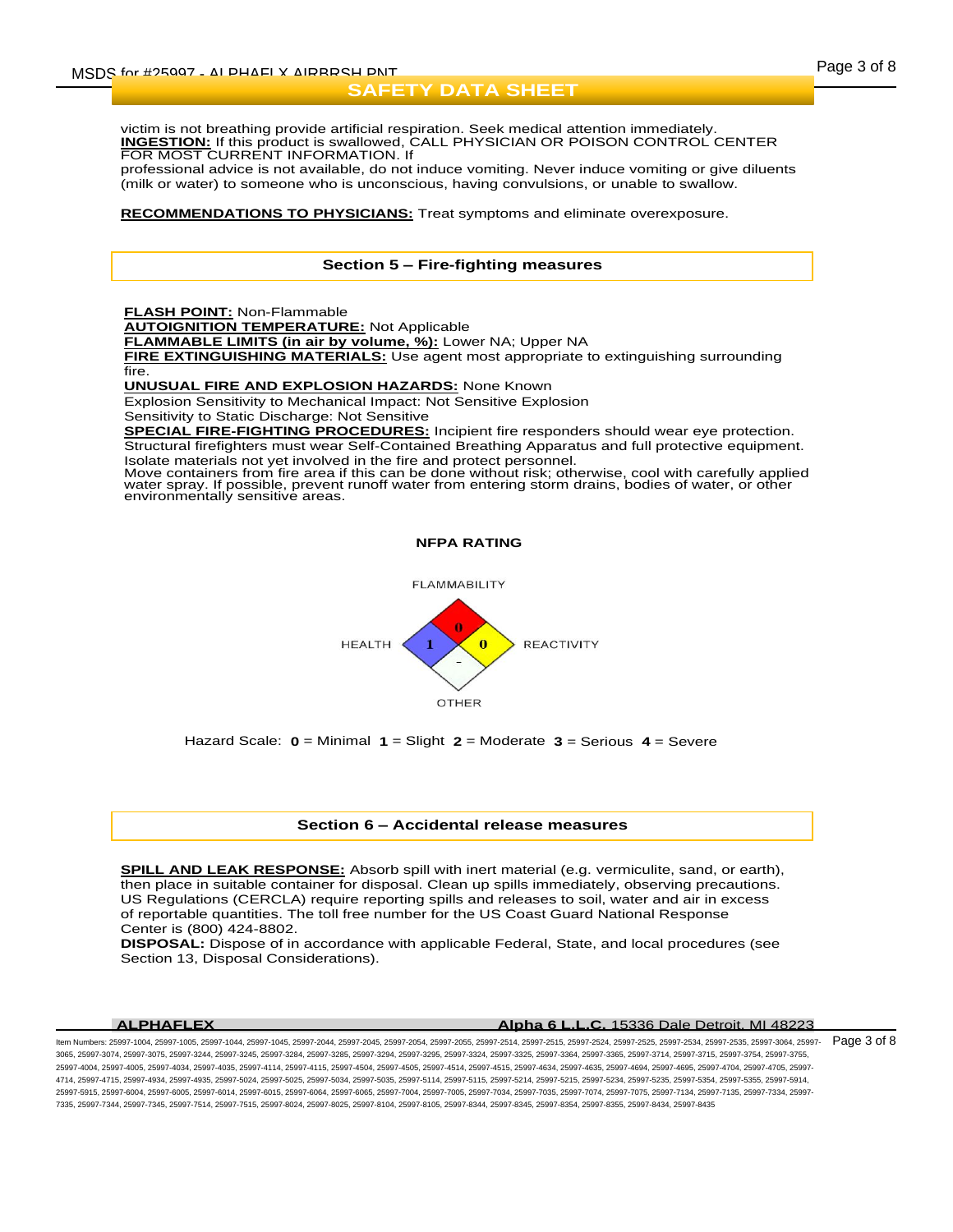victim is not breathing provide artificial respiration. Seek medical attention immediately.

**INGESTION:** If this product is swallowed, CALL PHYSICIAN OR POISON CONTROL CENTER FOR MOST CURRENT INFORMATION. If professional advice is not available, do not induce vomiting. Never induce vomiting or give diluents (milk or water) to someone who is unconscious, having convulsions, or unable to swallow.

**RECOMMENDATIONS TO PHYSICIANS:** Treat symptoms and eliminate overexposure.

## Section 5 – Fire-fighting measures

**FLASH POINT:** Non-Flammable

**AUTOIGNITION TEMPERATURE:** Not Applicable

**FLAMMABLE LIMITS (in air by volume, %):** Lower NA; Upper NA

**FIRE EXTINGUISHING MATERIALS:** Use agent most appropriate to extinguishing surrounding fire.

**UNUSUAL FIRE AND EXPLOSION HAZARDS:** None Known

Explosion Sensitivity to Mechanical Impact: Not Sensitive Explosion

Sensitivity to Static Discharge: Not Sensitive

**SPECIAL FIRE-FIGHTING PROCEDURES:** Incipient fire responders should wear eye protection. Structural firefighters must wear Self-Contained Breathing Apparatus and full protective equipment. Isolate materials not yet involved in the fire and protect personnel.

Move containers from fire area if this can be done without risk; otherwise, cool with carefully applied water spray. If possible, prevent runoff water from entering storm drains, bodies of water, or other environmentally sensitive areas.

**NFPA RATING**

| FLAMMABILITY | HEALTH | REACTIVITY | OTHER |
|---|---|---|---|
| 0 | 1 | 0 | - |

Hazard Scale: **0** = Minimal **1** = Slight **2** = Moderate **3** = Serious **4** = Severe

## Section 6 – Accidental release measures

**SPILL AND LEAK RESPONSE:** Absorb spill with inert material (e.g. vermiculite, sand, or earth), then place in suitable container for disposal. Clean up spills immediately, observing precautions. US Regulations (CERCLA) require reporting spills and releases to soil, water and air in excess of reportable quantities. The toll free number for the US Coast Guard National Response Center is (800) 424-8802.

**DISPOSAL:** Dispose of in accordance with applicable Federal, State, and local procedures (see Section 13, Disposal Considerations).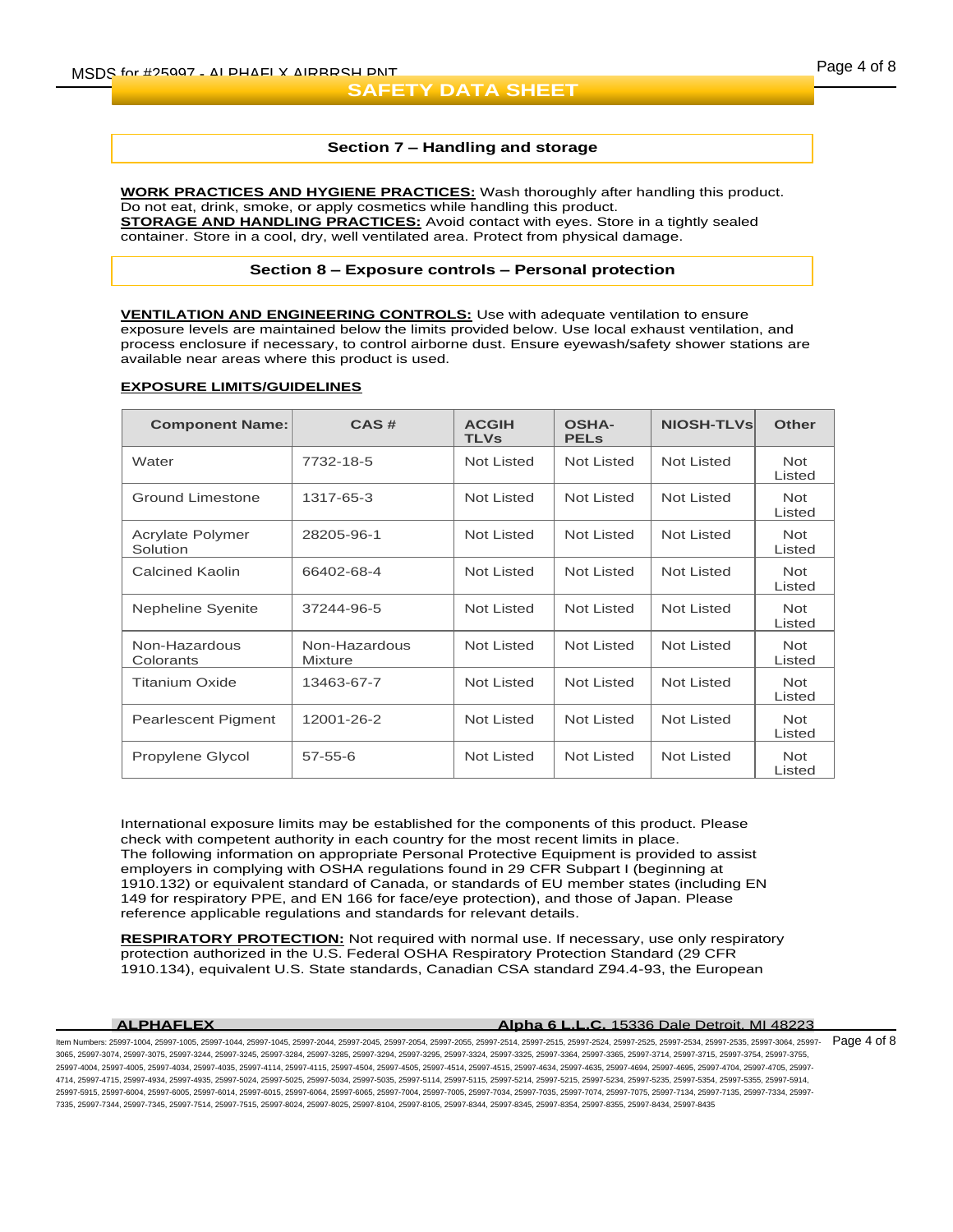## Section 7 – Handling and storage

**WORK PRACTICES AND HYGIENE PRACTICES:** Wash thoroughly after handling this product. Do not eat, drink, smoke, or apply cosmetics while handling this product.
**STORAGE AND HANDLING PRACTICES:** Avoid contact with eyes. Store in a tightly sealed container. Store in a cool, dry, well ventilated area. Protect from physical damage.

## Section 8 – Exposure controls – Personal protection

**VENTILATION AND ENGINEERING CONTROLS:** Use with adequate ventilation to ensure exposure levels are maintained below the limits provided below. Use local exhaust ventilation, and process enclosure if necessary, to control airborne dust. Ensure eyewash/safety shower stations are available near areas where this product is used.

**EXPOSURE LIMITS/GUIDELINES**

| Component Name: | CAS # | ACGIH TLVs | OSHA-PELs | NIOSH-TLVs | Other |
|---|---|---|---|---|---|
| Water | 7732-18-5 | Not Listed | Not Listed | Not Listed | Not Listed |
| Ground Limestone | 1317-65-3 | Not Listed | Not Listed | Not Listed | Not Listed |
| Acrylate Polymer Solution | 28205-96-1 | Not Listed | Not Listed | Not Listed | Not Listed |
| Calcined Kaolin | 66402-68-4 | Not Listed | Not Listed | Not Listed | Not Listed |
| Nepheline Syenite | 37244-96-5 | Not Listed | Not Listed | Not Listed | Not Listed |
| Non-Hazardous Colorants | Non-Hazardous Mixture | Not Listed | Not Listed | Not Listed | Not Listed |
| Titanium Oxide | 13463-67-7 | Not Listed | Not Listed | Not Listed | Not Listed |
| Pearlescent Pigment | 12001-26-2 | Not Listed | Not Listed | Not Listed | Not Listed |
| Propylene Glycol | 57-55-6 | Not Listed | Not Listed | Not Listed | Not Listed |

International exposure limits may be established for the components of this product. Please check with competent authority in each country for the most recent limits in place.
The following information on appropriate Personal Protective Equipment is provided to assist employers in complying with OSHA regulations found in 29 CFR Subpart I (beginning at 1910.132) or equivalent standard of Canada, or standards of EU member states (including EN 149 for respiratory PPE, and EN 166 for face/eye protection), and those of Japan. Please reference applicable regulations and standards for relevant details.

**RESPIRATORY PROTECTION:** Not required with normal use. If necessary, use only respiratory protection authorized in the U.S. Federal OSHA Respiratory Protection Standard (29 CFR 1910.134), equivalent U.S. State standards, Canadian CSA standard Z94.4-93, the European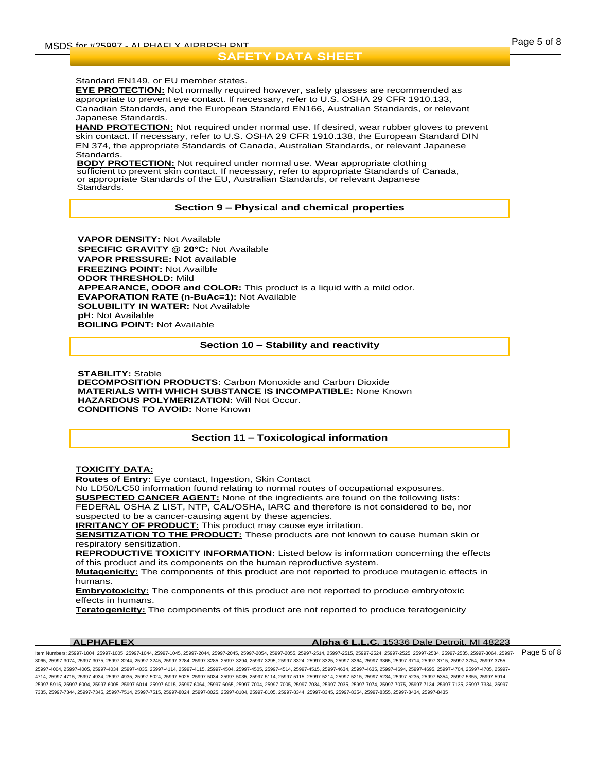Standard EN149, or EU member states.

**EYE PROTECTION:** Not normally required however, safety glasses are recommended as appropriate to prevent eye contact. If necessary, refer to U.S. OSHA 29 CFR 1910.133, Canadian Standards, and the European Standard EN166, Australian Standards, or relevant Japanese Standards.

**HAND PROTECTION:** Not required under normal use. If desired, wear rubber gloves to prevent skin contact. If necessary, refer to U.S. OSHA 29 CFR 1910.138, the European Standard DIN EN 374, the appropriate Standards of Canada, Australian Standards, or relevant Japanese Standards.

**BODY PROTECTION:** Not required under normal use. Wear appropriate clothing sufficient to prevent skin contact. If necessary, refer to appropriate Standards of Canada, or appropriate Standards of the EU, Australian Standards, or relevant Japanese Standards.

## Section 9 – Physical and chemical properties

**VAPOR DENSITY:** Not Available
**SPECIFIC GRAVITY @ 20°C:** Not Available
**VAPOR PRESSURE:** Not available
**FREEZING POINT:** Not Availble
**ODOR THRESHOLD:** Mild
**APPEARANCE, ODOR and COLOR:** This product is a liquid with a mild odor.
**EVAPORATION RATE (n-BuAc=1):** Not Available
**SOLUBILITY IN WATER:** Not Available
**pH:** Not Available
**BOILING POINT:** Not Available

## Section 10 – Stability and reactivity

**STABILITY:** Stable
**DECOMPOSITION PRODUCTS:** Carbon Monoxide and Carbon Dioxide
**MATERIALS WITH WHICH SUBSTANCE IS INCOMPATIBLE:** None Known
**HAZARDOUS POLYMERIZATION:** Will Not Occur.
**CONDITIONS TO AVOID:** None Known

## Section 11 – Toxicological information

**TOXICITY DATA:**
**Routes of Entry:** Eye contact, Ingestion, Skin Contact
No LD50/LC50 information found relating to normal routes of occupational exposures.
**SUSPECTED CANCER AGENT:** None of the ingredients are found on the following lists: FEDERAL OSHA Z LIST, NTP, CAL/OSHA, IARC and therefore is not considered to be, nor suspected to be a cancer-causing agent by these agencies.
**IRRITANCY OF PRODUCT:** This product may cause eye irritation.
**SENSITIZATION TO THE PRODUCT:** These products are not known to cause human skin or respiratory sensitization.
**REPRODUCTIVE TOXICITY INFORMATION:** Listed below is information concerning the effects of this product and its components on the human reproductive system.
**Mutagenicity:** The components of this product are not reported to produce mutagenic effects in humans.
**Embryotoxicity:** The components of this product are not reported to produce embryotoxic effects in humans.
**Teratogenicity:** The components of this product are not reported to produce teratogenicity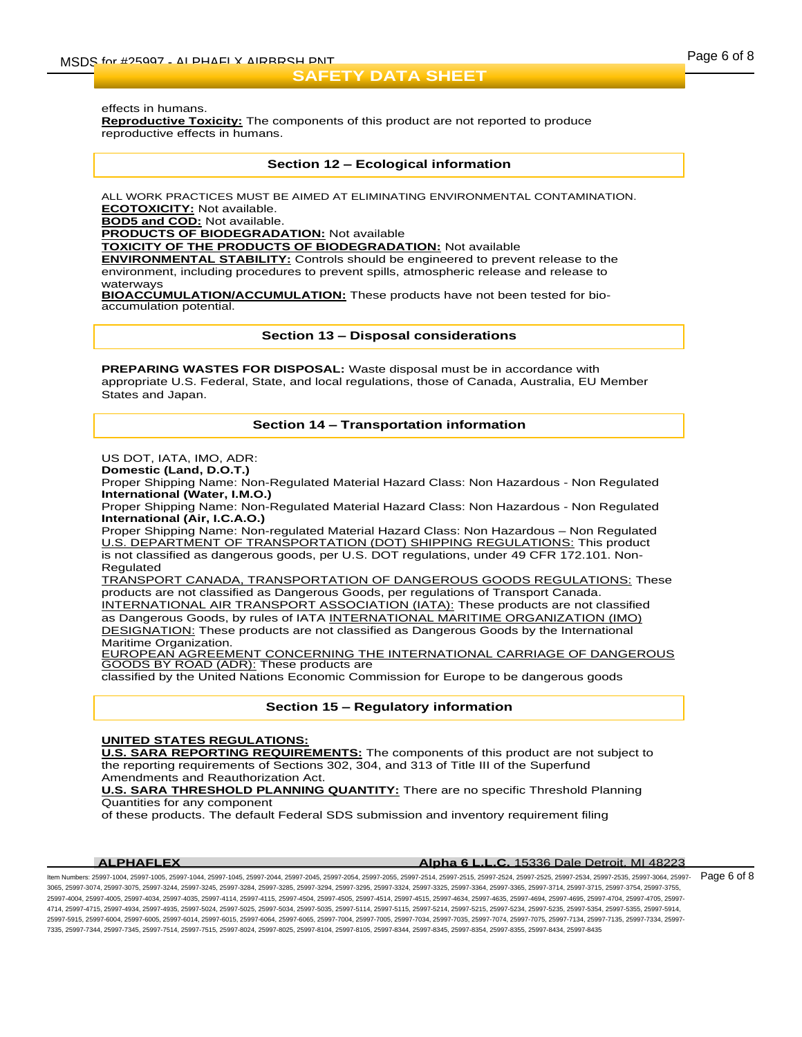effects in humans.
**Reproductive Toxicity:** The components of this product are not reported to produce reproductive effects in humans.

## Section 12 – Ecological information

ALL WORK PRACTICES MUST BE AIMED AT ELIMINATING ENVIRONMENTAL CONTAMINATION.
**ECOTOXICITY:** Not available.
**BOD5 and COD:** Not available.
**PRODUCTS OF BIODEGRADATION:** Not available
**TOXICITY OF THE PRODUCTS OF BIODEGRADATION:** Not available
**ENVIRONMENTAL STABILITY:** Controls should be engineered to prevent release to the environment, including procedures to prevent spills, atmospheric release and release to waterways
**BIOACCUMULATION/ACCUMULATION:** These products have not been tested for bio-accumulation potential.

## Section 13 – Disposal considerations

**PREPARING WASTES FOR DISPOSAL:** Waste disposal must be in accordance with appropriate U.S. Federal, State, and local regulations, those of Canada, Australia, EU Member States and Japan.

## Section 14 – Transportation information

US DOT, IATA, IMO, ADR:
**Domestic (Land, D.O.T.)**
Proper Shipping Name: Non-Regulated Material Hazard Class: Non Hazardous - Non Regulated
**International (Water, I.M.O.)**
Proper Shipping Name: Non-Regulated Material Hazard Class: Non Hazardous - Non Regulated
**International (Air, I.C.A.O.)**
Proper Shipping Name: Non-regulated Material Hazard Class: Non Hazardous – Non Regulated
U.S. DEPARTMENT OF TRANSPORTATION (DOT) SHIPPING REGULATIONS: This product is not classified as dangerous goods, per U.S. DOT regulations, under 49 CFR 172.101. Non-Regulated
TRANSPORT CANADA, TRANSPORTATION OF DANGEROUS GOODS REGULATIONS: These products are not classified as Dangerous Goods, per regulations of Transport Canada.
INTERNATIONAL AIR TRANSPORT ASSOCIATION (IATA): These products are not classified as Dangerous Goods, by rules of IATA INTERNATIONAL MARITIME ORGANIZATION (IMO) DESIGNATION: These products are not classified as Dangerous Goods by the International Maritime Organization.
EUROPEAN AGREEMENT CONCERNING THE INTERNATIONAL CARRIAGE OF DANGEROUS GOODS BY ROAD (ADR): These products are
classified by the United Nations Economic Commission for Europe to be dangerous goods

## Section 15 – Regulatory information

**UNITED STATES REGULATIONS:**
**U.S. SARA REPORTING REQUIREMENTS:** The components of this product are not subject to the reporting requirements of Sections 302, 304, and 313 of Title III of the Superfund Amendments and Reauthorization Act.
**U.S. SARA THRESHOLD PLANNING QUANTITY:** There are no specific Threshold Planning Quantities for any component
of these products. The default Federal SDS submission and inventory requirement filing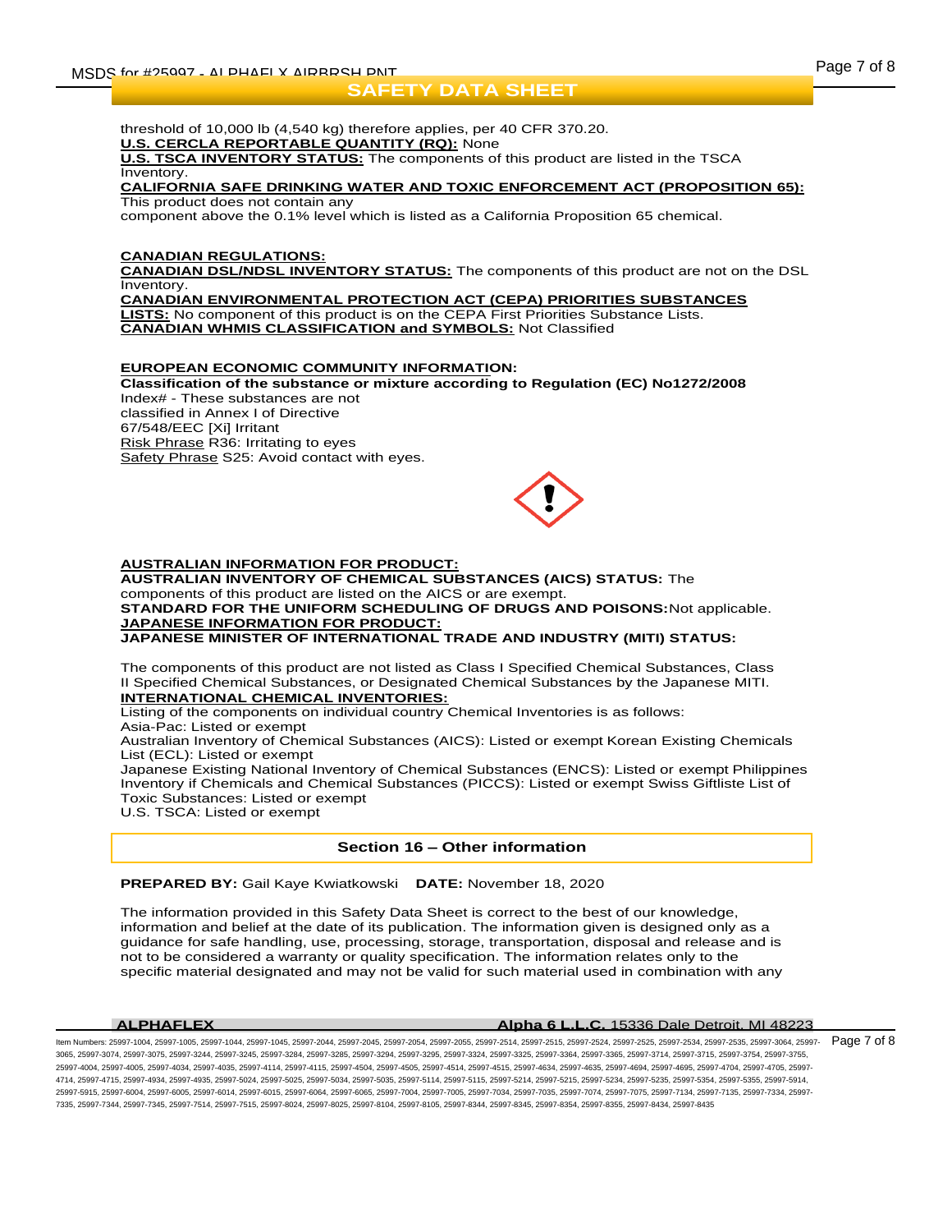threshold of 10,000 lb (4,540 kg) therefore applies, per 40 CFR 370.20.

**U.S. CERCLA REPORTABLE QUANTITY (RQ):** None

**U.S. TSCA INVENTORY STATUS:** The components of this product are listed in the TSCA Inventory.

**CALIFORNIA SAFE DRINKING WATER AND TOXIC ENFORCEMENT ACT (PROPOSITION 65):**
This product does not contain any
component above the 0.1% level which is listed as a California Proposition 65 chemical.

**CANADIAN REGULATIONS:**

**CANADIAN DSL/NDSL INVENTORY STATUS:** The components of this product are not on the DSL Inventory.

**CANADIAN ENVIRONMENTAL PROTECTION ACT (CEPA) PRIORITIES SUBSTANCES LISTS:** No component of this product is on the CEPA First Priorities Substance Lists.

**CANADIAN WHMIS CLASSIFICATION and SYMBOLS:** Not Classified

**EUROPEAN ECONOMIC COMMUNITY INFORMATION:**

**Classification of the substance or mixture according to Regulation (EC) No1272/2008**

Index# - These substances are not
classified in Annex I of Directive
67/548/EEC [Xi] Irritant

Risk Phrase R36: Irritating to eyes

Safety Phrase S25: Avoid contact with eyes.

**AUSTRALIAN INFORMATION FOR PRODUCT:**

**AUSTRALIAN INVENTORY OF CHEMICAL SUBSTANCES (AICS) STATUS:** The components of this product are listed on the AICS or are exempt.

**STANDARD FOR THE UNIFORM SCHEDULING OF DRUGS AND POISONS:** Not applicable.

**JAPANESE INFORMATION FOR PRODUCT:**

**JAPANESE MINISTER OF INTERNATIONAL TRADE AND INDUSTRY (MITI) STATUS:**

The components of this product are not listed as Class I Specified Chemical Substances, Class II Specified Chemical Substances, or Designated Chemical Substances by the Japanese MITI.

**INTERNATIONAL CHEMICAL INVENTORIES:**

Listing of the components on individual country Chemical Inventories is as follows:
Asia-Pac: Listed or exempt
Australian Inventory of Chemical Substances (AICS): Listed or exempt Korean Existing Chemicals List (ECL): Listed or exempt
Japanese Existing National Inventory of Chemical Substances (ENCS): Listed or exempt Philippines Inventory if Chemicals and Chemical Substances (PICCS): Listed or exempt Swiss Giftliste List of Toxic Substances: Listed or exempt
U.S. TSCA: Listed or exempt

## Section 16 – Other information

**PREPARED BY:** Gail Kaye Kwiatkowski **DATE:** November 18, 2020

The information provided in this Safety Data Sheet is correct to the best of our knowledge, information and belief at the date of its publication. The information given is designed only as a guidance for safe handling, use, processing, storage, transportation, disposal and release and is not to be considered a warranty or quality specification. The information relates only to the specific material designated and may not be valid for such material used in combination with any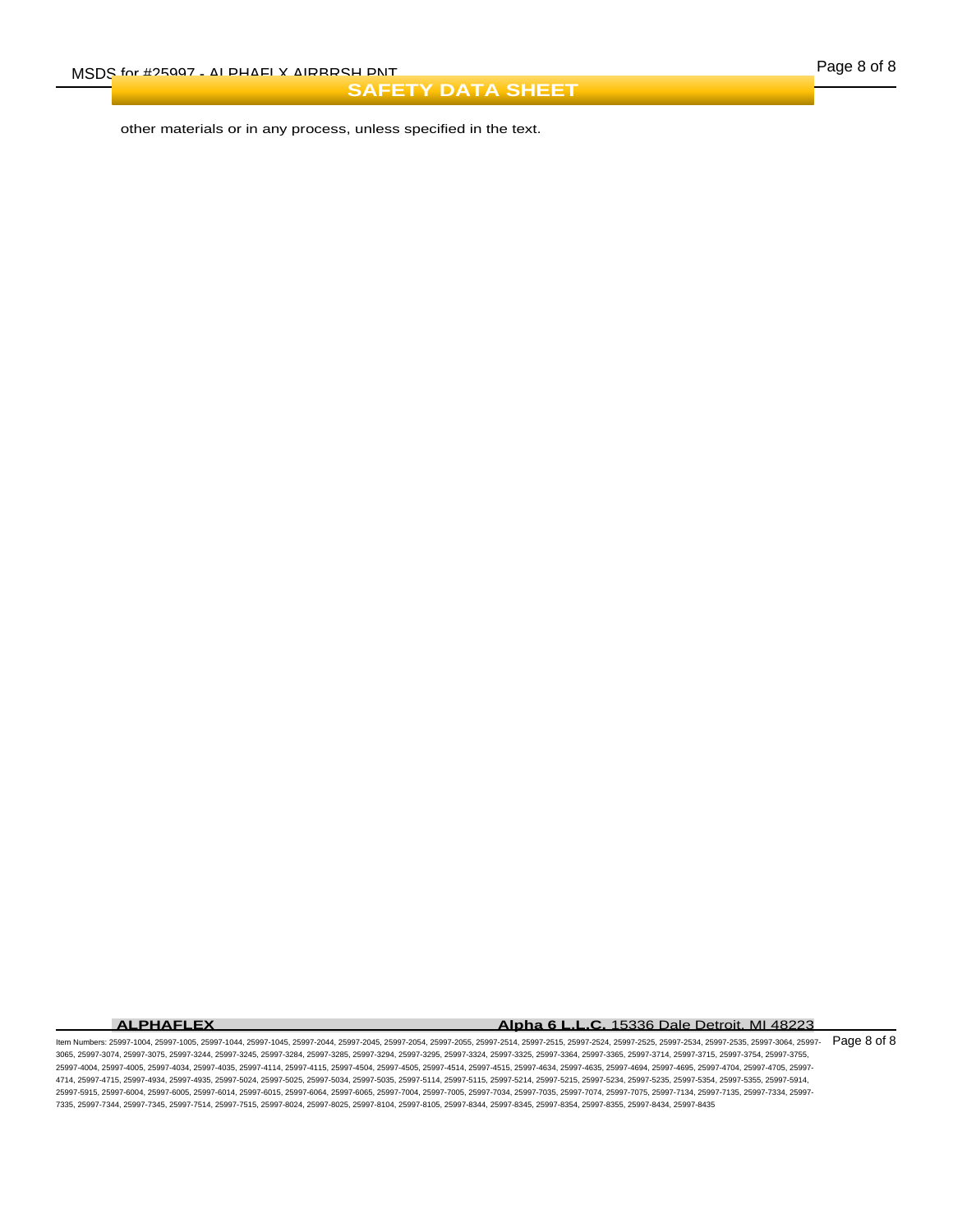other materials or in any process, unless specified in the text.